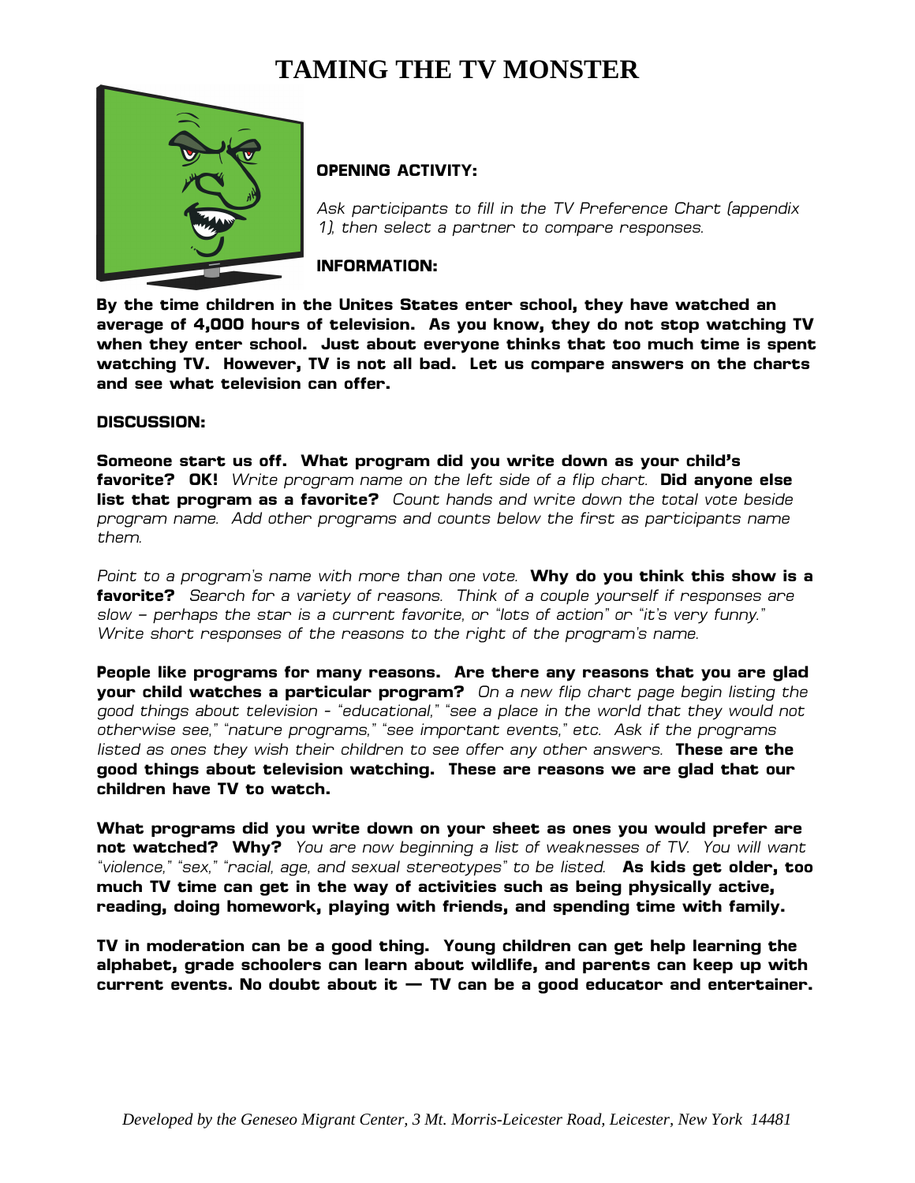# TAMING THE TV MONSTER

**OPENING ACTIVITY:**

*Ask participants to fill in the TV Preference Chart (appendix 1), then select a partner to compare responses.*

**INFORMATION:**

**By the time children in the Unites States enter school, they have watched an average of 4,000 hours of television. As you know, they do not stop watching TV when they enter school. Just about everyone thinks that too much time is spent watching TV. However, TV is not all bad. Let us compare answers on the charts and see what television can offer.**

**DISCUSSION:**

**Someone start us off. What program did you write down as your child's favorite? OK!** *Write program name on the left side of a flip chart.* **Did anyone else list that program as a favorite?** *Count hands and write down the total vote beside program name. Add other programs and counts below the first as participants name them.*

*Point to a program's name with more than one vote.* **Why do you think this show is a favorite?** *Search for a variety of reasons. Think of a couple yourself if responses are slow – perhaps the star is a current favorite, or "lots of action" or "it's very funny." Write short responses of the reasons to the right of the program's name.*

**People like programs for many reasons. Are there any reasons that you are glad your child watches a particular program?** *On a new flip chart page begin listing the good things about television - "educational," "see a place in the world that they would not otherwise see," "nature programs," "see important events," etc. Ask if the programs listed as ones they wish their children to see offer any other answers.* **These are the good things about television watching. These are reasons we are glad that our children have TV to watch.**

**What programs did you write down on your sheet as ones you would prefer are not watched? Why?** *You are now beginning a list of weaknesses of TV. You will want "violence," "sex," "racial, age, and sexual stereotypes" to be listed.* **As kids get older, too much TV time can get in the way of activities such as being physically active, reading, doing homework, playing with friends, and spending time with family.**

**TV in moderation can be a good thing. Young children can get help learning the alphabet, grade schoolers can learn about wildlife, and parents can keep up with current events. No doubt about it — TV can be a good educator and entertainer.**

*Developed by the Geneseo Migrant Center, 3 Mt. Morris-Leicester Road, Leicester, New York 14481*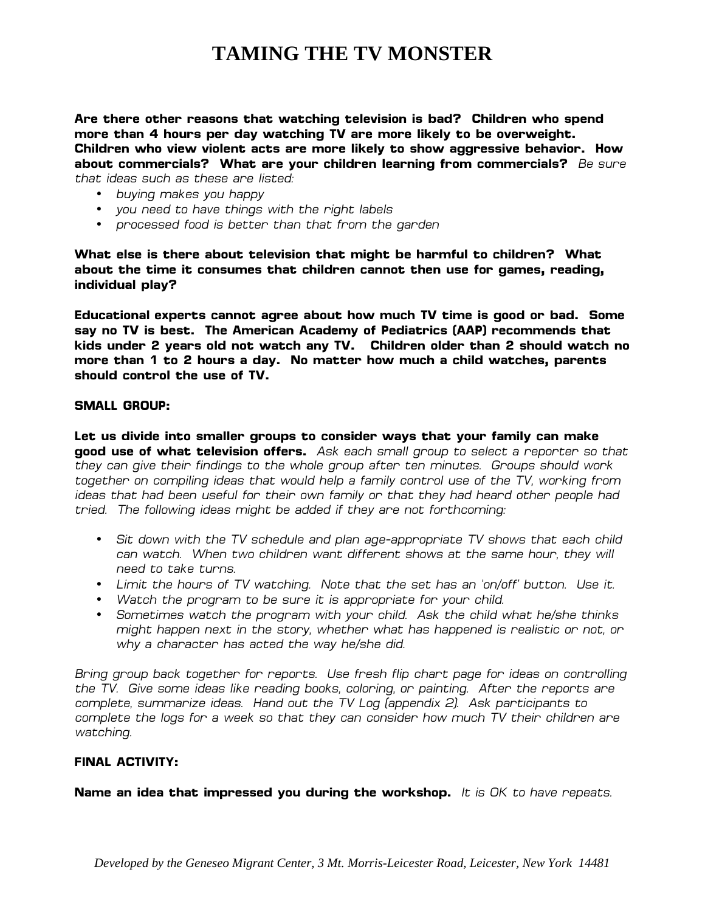# TAMING THE TV MONSTER

**Are there other reasons that watching television is bad? Children who spend more than 4 hours per day watching TV are more likely to be overweight. Children who view violent acts are more likely to show aggressive behavior. How about commercials? What are your children learning from commercials?** *Be sure that ideas such as these are listed:*

- *buying makes you happy*
- *you need to have things with the right labels*
- *processed food is better than that from the garden*

**What else is there about television that might be harmful to children? What about the time it consumes that children cannot then use for games, reading, individual play?**

**Educational experts cannot agree about how much TV time is good or bad. Some say no TV is best. The American Academy of Pediatrics (AAP) recommends that kids under 2 years old not watch any TV. Children older than 2 should watch no more than 1 to 2 hours a day. No matter how much a child watches, parents should control the use of TV.**

**SMALL GROUP:**

**Let us divide into smaller groups to consider ways that your family can make good use of what television offers.** *Ask each small group to select a reporter so that they can give their findings to the whole group after ten minutes. Groups should work together on compiling ideas that would help a family control use of the TV, working from ideas that had been useful for their own family or that they had heard other people had tried. The following ideas might be added if they are not forthcoming:*

- *Sit down with the TV schedule and plan age-appropriate TV shows that each child can watch. When two children want different shows at the same hour, they will need to take turns.*
- *Limit the hours of TV watching. Note that the set has an 'on/off' button. Use it.*
- *Watch the program to be sure it is appropriate for your child.*
- *Sometimes watch the program with your child. Ask the child what he/she thinks might happen next in the story, whether what has happened is realistic or not, or why a character has acted the way he/she did.*

*Bring group back together for reports. Use fresh flip chart page for ideas on controlling the TV. Give some ideas like reading books, coloring, or painting. After the reports are complete, summarize ideas. Hand out the TV Log (appendix 2). Ask participants to complete the logs for a week so that they can consider how much TV their children are watching.*

**FINAL ACTIVITY:**

**Name an idea that impressed you during the workshop.** *It is OK to have repeats.*

*Developed by the Geneseo Migrant Center, 3 Mt. Morris-Leicester Road, Leicester, New York 14481*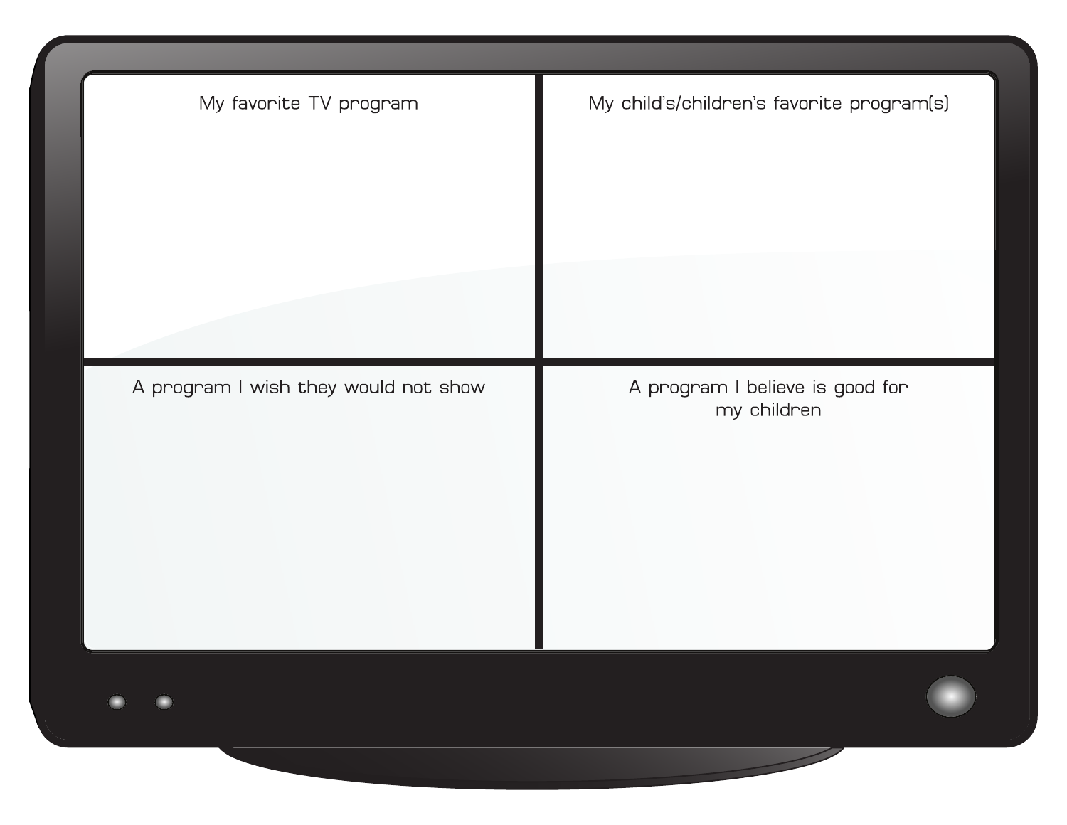| My favorite TV program | My child's/children's favorite program(s) |
| --- | --- |
| | |
| **A program I wish they would not show** | **A program I believe is good for my children** |
| | |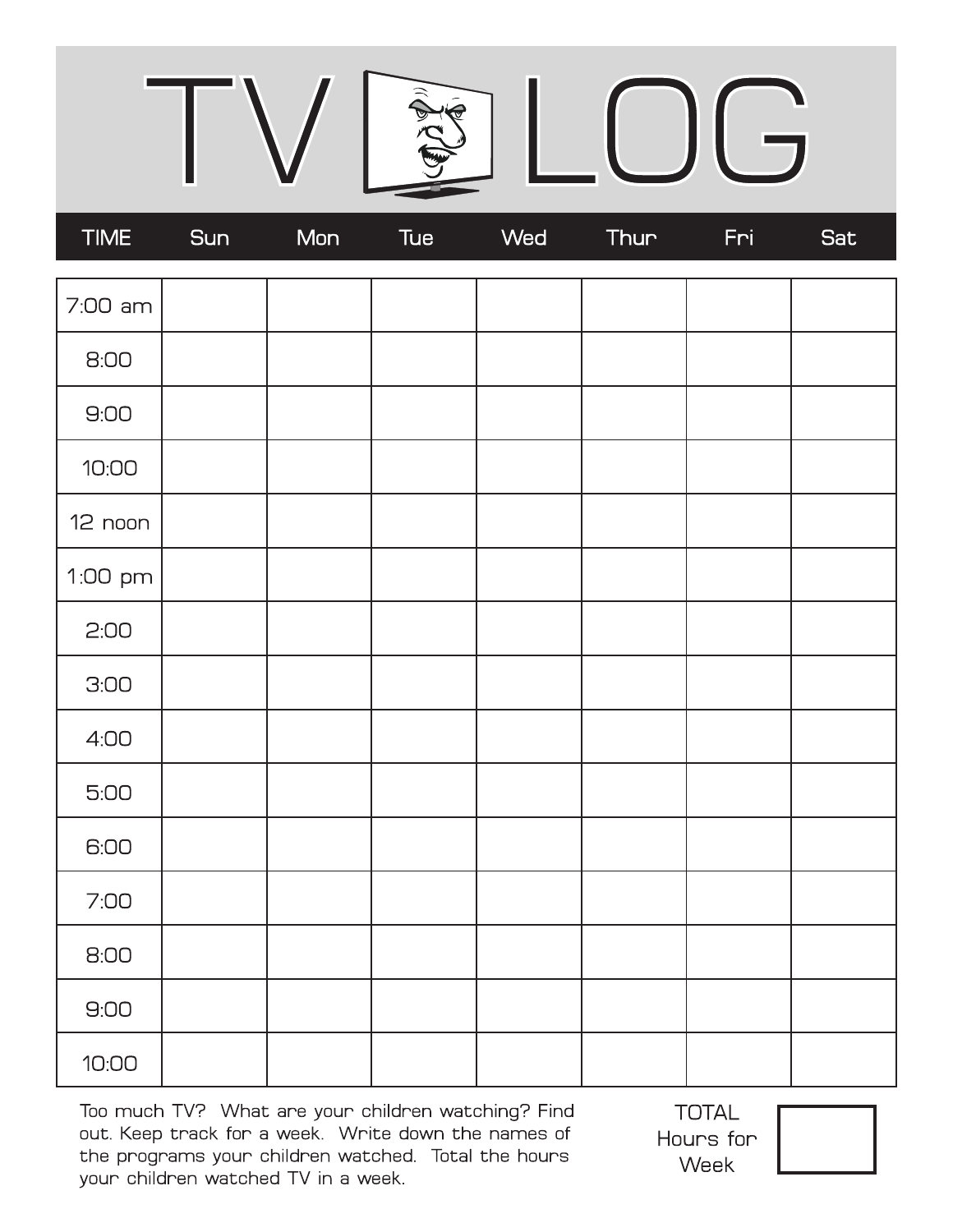# TV LOG

| TIME | Sun | Mon | Tue | Wed | Thur | Fri | Sat |
|---|---|---|---|---|---|---|---|
| 7:00 am | | | | | | | |
| 8:00 | | | | | | | |
| 9:00 | | | | | | | |
| 10:00 | | | | | | | |
| 12 noon | | | | | | | |
| 1:00 pm | | | | | | | |
| 2:00 | | | | | | | |
| 3:00 | | | | | | | |
| 4:00 | | | | | | | |
| 5:00 | | | | | | | |
| 6:00 | | | | | | | |
| 7:00 | | | | | | | |
| 8:00 | | | | | | | |
| 9:00 | | | | | | | |
| 10:00 | | | | | | | |

Too much TV? What are your children watching? Find out. Keep track for a week. Write down the names of the programs your children watched. Total the hours your children watched TV in a week.

TOTAL Hours for Week